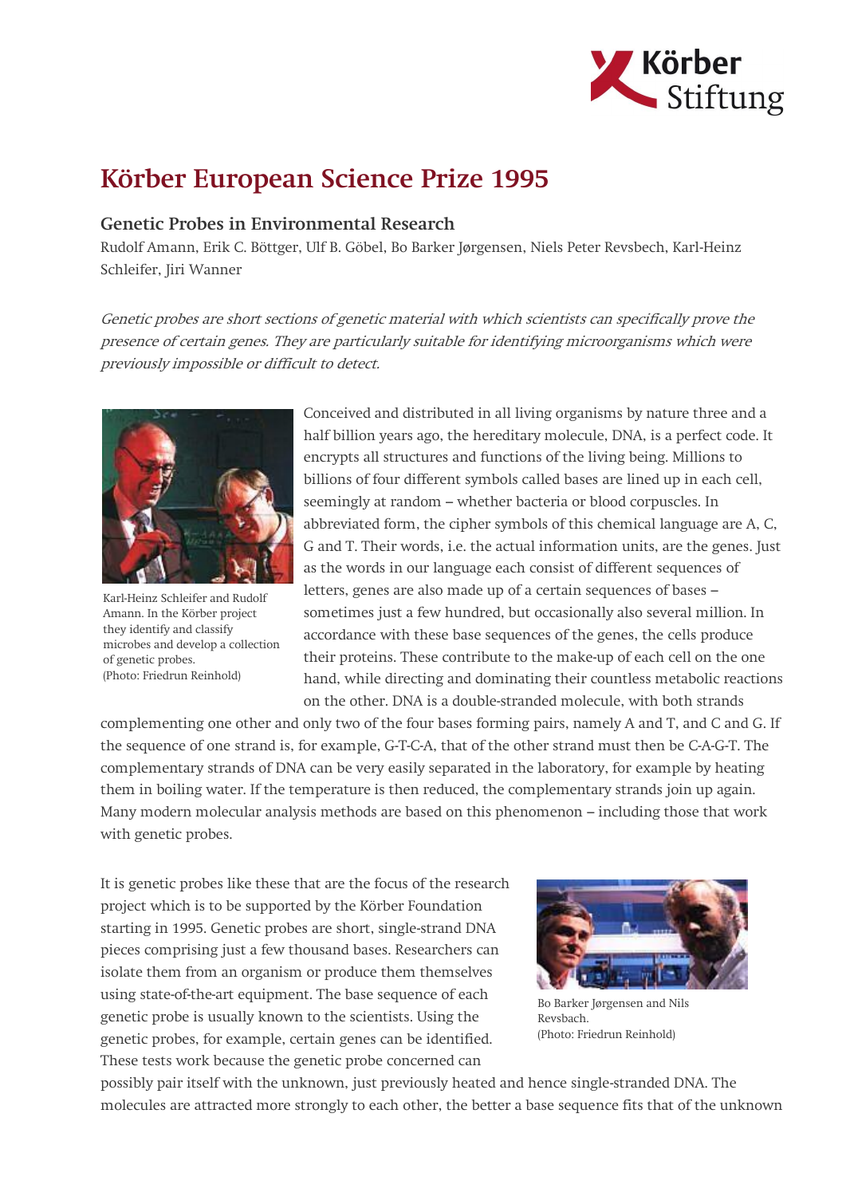# Körber European Science Prize 1995

## Genetic Probes in Environmental Research

Rudolf Amann, Erik C. Böttger, Ulf B. Göbel, Bo Barker Jørgensen, Niels Peter Revsbech, Karl-Heinz Schleifer, Jiri Wanner

*Genetic probes are short sections of genetic material with which scientists can specifically prove the presence of certain genes. They are particularly suitable for identifying microorganisms which were previously impossible or difficult to detect.*

Karl-Heinz Schleifer and Rudolf Amann. In the Körber project they identify and classify microbes and develop a collection of genetic probes.
(Photo: Friedrun Reinhold)

Conceived and distributed in all living organisms by nature three and a half billion years ago, the hereditary molecule, DNA, is a perfect code. It encrypts all structures and functions of the living being. Millions to billions of four different symbols called bases are lined up in each cell, seemingly at random – whether bacteria or blood corpuscles. In abbreviated form, the cipher symbols of this chemical language are A, C, G and T. Their words, i.e. the actual information units, are the genes. Just as the words in our language each consist of different sequences of letters, genes are also made up of a certain sequences of bases – sometimes just a few hundred, but occasionally also several million. In accordance with these base sequences of the genes, the cells produce their proteins. These contribute to the make-up of each cell on the one hand, while directing and dominating their countless metabolic reactions on the other. DNA is a double-stranded molecule, with both strands complementing one other and only two of the four bases forming pairs, namely A and T, and C and G. If the sequence of one strand is, for example, G-T-C-A, that of the other strand must then be C-A-G-T. The complementary strands of DNA can be very easily separated in the laboratory, for example by heating them in boiling water. If the temperature is then reduced, the complementary strands join up again. Many modern molecular analysis methods are based on this phenomenon – including those that work with genetic probes.

It is genetic probes like these that are the focus of the research project which is to be supported by the Körber Foundation starting in 1995. Genetic probes are short, single-strand DNA pieces comprising just a few thousand bases. Researchers can isolate them from an organism or produce them themselves using state-of-the-art equipment. The base sequence of each genetic probe is usually known to the scientists. Using the genetic probes, for example, certain genes can be identified. These tests work because the genetic probe concerned can possibly pair itself with the unknown, just previously heated and hence single-stranded DNA. The molecules are attracted more strongly to each other, the better a base sequence fits that of the unknown

Bo Barker Jørgensen and Nils Revsbach.
(Photo: Friedrun Reinhold)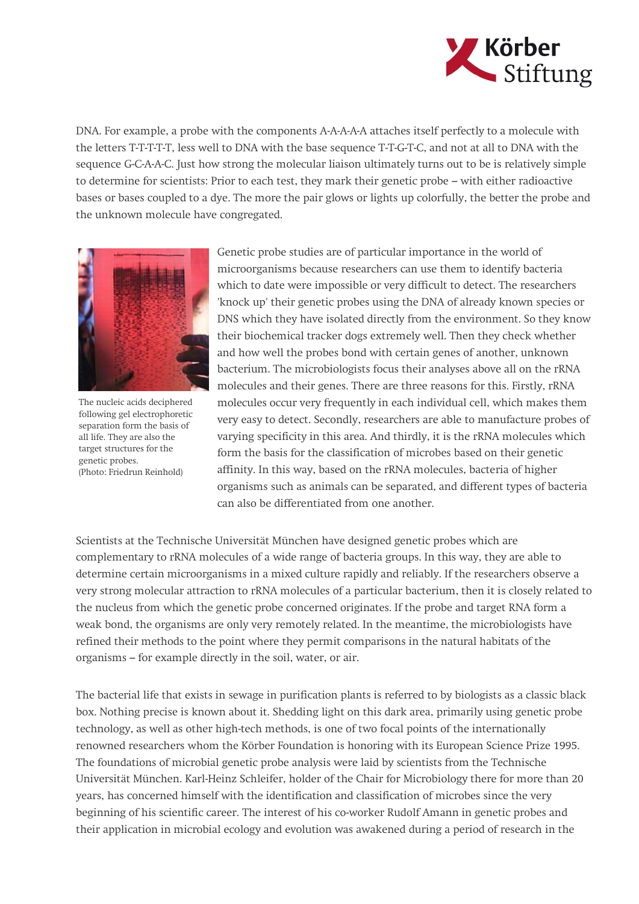DNA. For example, a probe with the components A-A-A-A-A attaches itself perfectly to a molecule with the letters T-T-T-T-T, less well to DNA with the base sequence T-T-G-T-C, and not at all to DNA with the sequence G-C-A-A-C. Just how strong the molecular liaison ultimately turns out to be is relatively simple to determine for scientists: Prior to each test, they mark their genetic probe – with either radioactive bases or bases coupled to a dye. The more the pair glows or lights up colorfully, the better the probe and the unknown molecule have congregated.

The nucleic acids deciphered following gel electrophoretic separation form the basis of all life. They are also the target structures for the genetic probes.
(Photo: Friedrun Reinhold)

Genetic probe studies are of particular importance in the world of microorganisms because researchers can use them to identify bacteria which to date were impossible or very difficult to detect. The researchers 'knock up' their genetic probes using the DNA of already known species or DNS which they have isolated directly from the environment. So they know their biochemical tracker dogs extremely well. Then they check whether and how well the probes bond with certain genes of another, unknown bacterium. The microbiologists focus their analyses above all on the rRNA molecules and their genes. There are three reasons for this. Firstly, rRNA molecules occur very frequently in each individual cell, which makes them very easy to detect. Secondly, researchers are able to manufacture probes of varying specificity in this area. And thirdly, it is the rRNA molecules which form the basis for the classification of microbes based on their genetic affinity. In this way, based on the rRNA molecules, bacteria of higher organisms such as animals can be separated, and different types of bacteria can also be differentiated from one another.

Scientists at the Technische Universität München have designed genetic probes which are complementary to rRNA molecules of a wide range of bacteria groups. In this way, they are able to determine certain microorganisms in a mixed culture rapidly and reliably. If the researchers observe a very strong molecular attraction to rRNA molecules of a particular bacterium, then it is closely related to the nucleus from which the genetic probe concerned originates. If the probe and target RNA form a weak bond, the organisms are only very remotely related. In the meantime, the microbiologists have refined their methods to the point where they permit comparisons in the natural habitats of the organisms – for example directly in the soil, water, or air.

The bacterial life that exists in sewage in purification plants is referred to by biologists as a classic black box. Nothing precise is known about it. Shedding light on this dark area, primarily using genetic probe technology, as well as other high-tech methods, is one of two focal points of the internationally renowned researchers whom the Körber Foundation is honoring with its European Science Prize 1995. The foundations of microbial genetic probe analysis were laid by scientists from the Technische Universität München. Karl-Heinz Schleifer, holder of the Chair for Microbiology there for more than 20 years, has concerned himself with the identification and classification of microbes since the very beginning of his scientific career. The interest of his co-worker Rudolf Amann in genetic probes and their application in microbial ecology and evolution was awakened during a period of research in the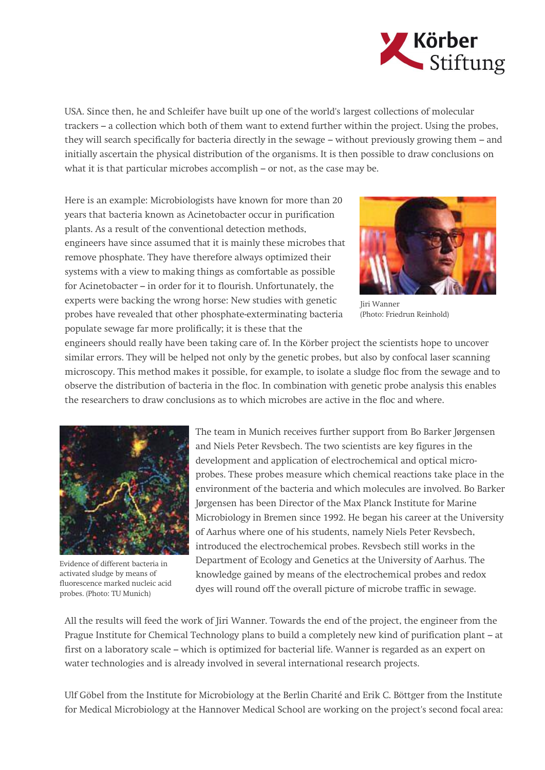USA. Since then, he and Schleifer have built up one of the world's largest collections of molecular trackers – a collection which both of them want to extend further within the project. Using the probes, they will search specifically for bacteria directly in the sewage – without previously growing them – and initially ascertain the physical distribution of the organisms. It is then possible to draw conclusions on what it is that particular microbes accomplish – or not, as the case may be.

Here is an example: Microbiologists have known for more than 20 years that bacteria known as Acinetobacter occur in purification plants. As a result of the conventional detection methods, engineers have since assumed that it is mainly these microbes that remove phosphate. They have therefore always optimized their systems with a view to making things as comfortable as possible for Acinetobacter – in order for it to flourish. Unfortunately, the experts were backing the wrong horse: New studies with genetic probes have revealed that other phosphate-exterminating bacteria populate sewage far more prolifically; it is these that the engineers should really have been taking care of. In the Körber project the scientists hope to uncover similar errors. They will be helped not only by the genetic probes, but also by confocal laser scanning microscopy. This method makes it possible, for example, to isolate a sludge floc from the sewage and to observe the distribution of bacteria in the floc. In combination with genetic probe analysis this enables the researchers to draw conclusions as to which microbes are active in the floc and where.

Jiri Wanner
(Photo: Friedrun Reinhold)

The team in Munich receives further support from Bo Barker Jørgensen and Niels Peter Revsbech. The two scientists are key figures in the development and application of electrochemical and optical micro-probes. These probes measure which chemical reactions take place in the environment of the bacteria and which molecules are involved. Bo Barker Jørgensen has been Director of the Max Planck Institute for Marine Microbiology in Bremen since 1992. He began his career at the University of Aarhus where one of his students, namely Niels Peter Revsbech, introduced the electrochemical probes. Revsbech still works in the Department of Ecology and Genetics at the University of Aarhus. The knowledge gained by means of the electrochemical probes and redox dyes will round off the overall picture of microbe traffic in sewage.

Evidence of different bacteria in activated sludge by means of fluorescence marked nucleic acid probes. (Photo: TU Munich)

All the results will feed the work of Jiri Wanner. Towards the end of the project, the engineer from the Prague Institute for Chemical Technology plans to build a completely new kind of purification plant – at first on a laboratory scale – which is optimized for bacterial life. Wanner is regarded as an expert on water technologies and is already involved in several international research projects.

Ulf Göbel from the Institute for Microbiology at the Berlin Charité and Erik C. Böttger from the Institute for Medical Microbiology at the Hannover Medical School are working on the project's second focal area: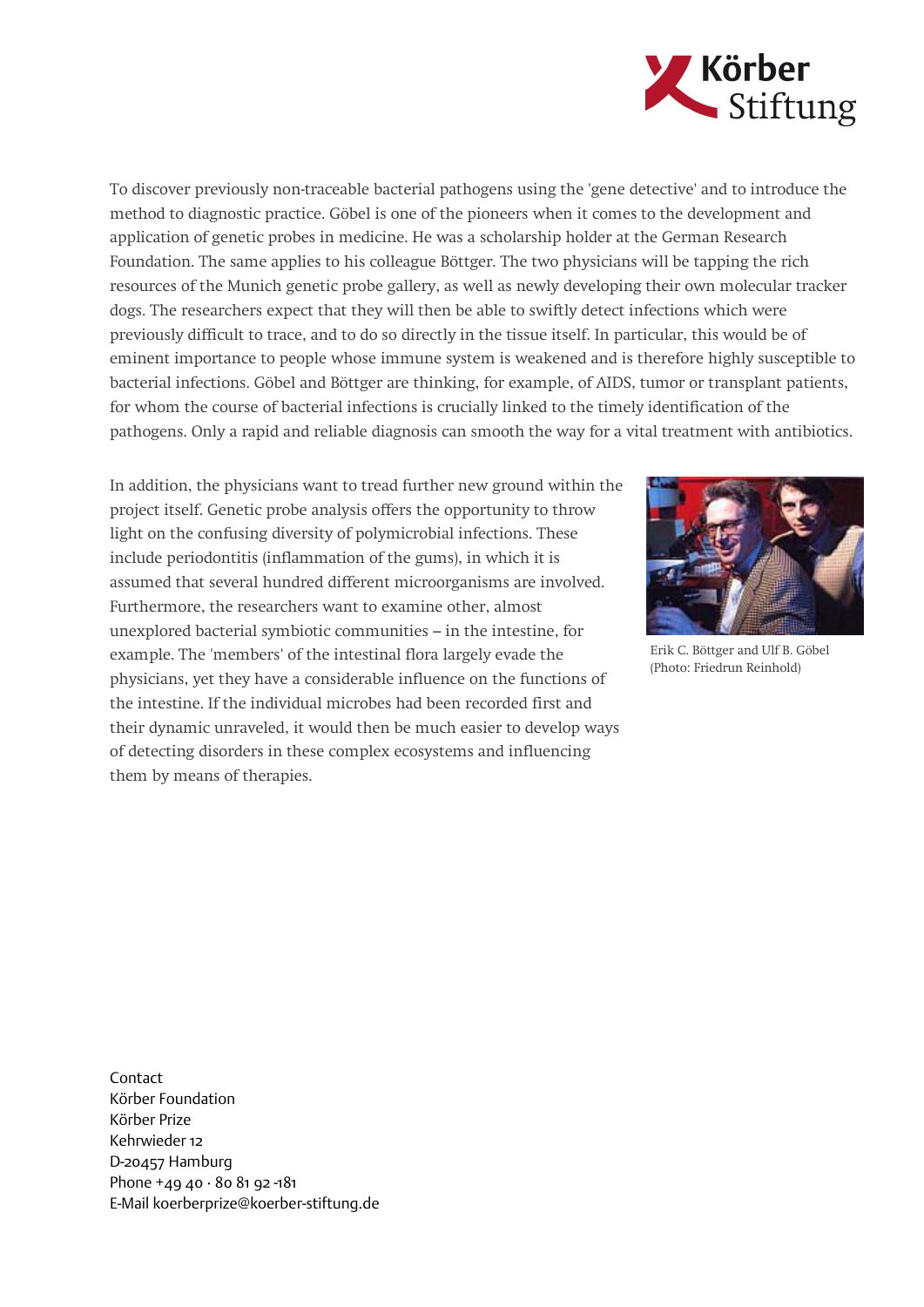To discover previously non-traceable bacterial pathogens using the 'gene detective' and to introduce the method to diagnostic practice. Göbel is one of the pioneers when it comes to the development and application of genetic probes in medicine. He was a scholarship holder at the German Research Foundation. The same applies to his colleague Böttger. The two physicians will be tapping the rich resources of the Munich genetic probe gallery, as well as newly developing their own molecular tracker dogs. The researchers expect that they will then be able to swiftly detect infections which were previously difficult to trace, and to do so directly in the tissue itself. In particular, this would be of eminent importance to people whose immune system is weakened and is therefore highly susceptible to bacterial infections. Göbel and Böttger are thinking, for example, of AIDS, tumor or transplant patients, for whom the course of bacterial infections is crucially linked to the timely identification of the pathogens. Only a rapid and reliable diagnosis can smooth the way for a vital treatment with antibiotics.

In addition, the physicians want to tread further new ground within the project itself. Genetic probe analysis offers the opportunity to throw light on the confusing diversity of polymicrobial infections. These include periodontitis (inflammation of the gums), in which it is assumed that several hundred different microorganisms are involved. Furthermore, the researchers want to examine other, almost unexplored bacterial symbiotic communities – in the intestine, for example. The 'members' of the intestinal flora largely evade the physicians, yet they have a considerable influence on the functions of the intestine. If the individual microbes had been recorded first and their dynamic unraveled, it would then be much easier to develop ways of detecting disorders in these complex ecosystems and influencing them by means of therapies.

Erik C. Böttger and Ulf B. Göbel
(Photo: Friedrun Reinhold)

Contact
Körber Foundation
Körber Prize
Kehrwieder 12
D-20457 Hamburg
Phone +49 40 · 80 81 92 -181
E-Mail koerberprize@koerber-stiftung.de